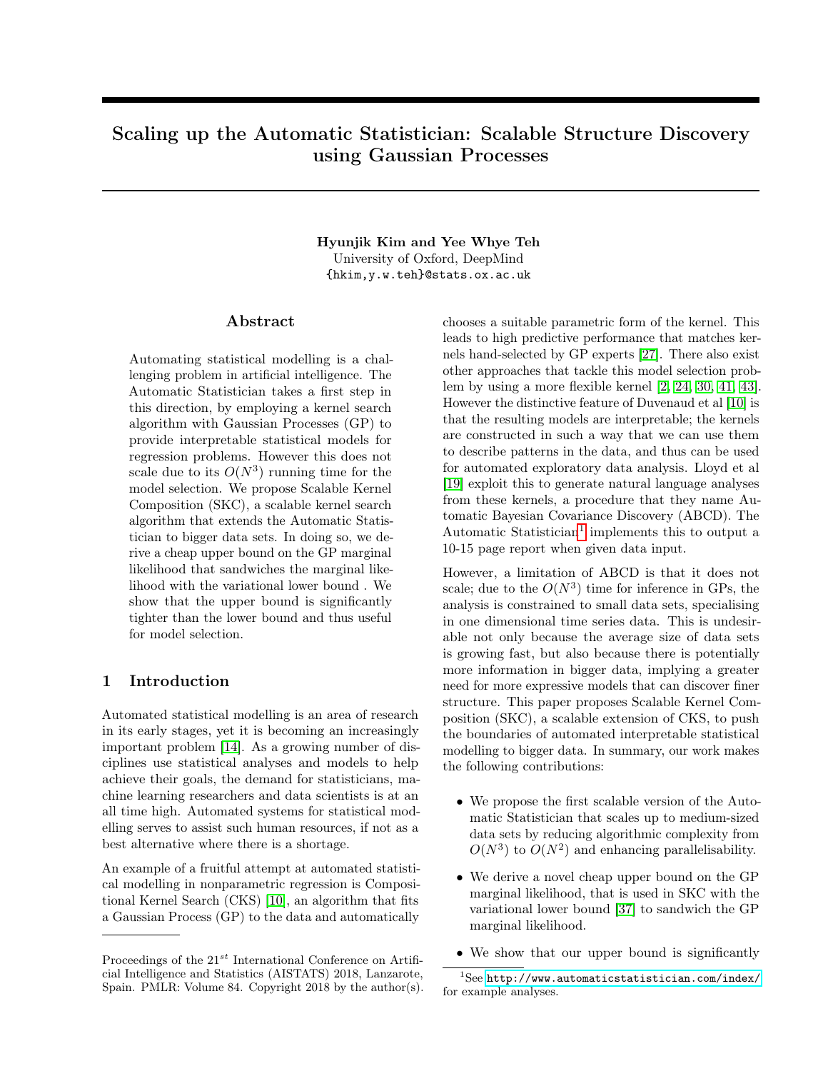# Scaling up the Automatic Statistician: Scalable Structure Discovery using Gaussian Processes

**Hyunjik Kim and Yee Whye Teh**
University of Oxford, DeepMind
{hkim,y.w.teh}@stats.ox.ac.uk

## Abstract

Automating statistical modelling is a challenging problem in artificial intelligence. The Automatic Statistician takes a first step in this direction, by employing a kernel search algorithm with Gaussian Processes (GP) to provide interpretable statistical models for regression problems. However this does not scale due to its $O(N^3)$ running time for the model selection. We propose Scalable Kernel Composition (SKC), a scalable kernel search algorithm that extends the Automatic Statistician to bigger data sets. In doing so, we derive a cheap upper bound on the GP marginal likelihood that sandwiches the marginal likelihood with the variational lower bound . We show that the upper bound is significantly tighter than the lower bound and thus useful for model selection.

## 1 Introduction

Automated statistical modelling is an area of research in its early stages, yet it is becoming an increasingly important problem [14]. As a growing number of disciplines use statistical analyses and models to help achieve their goals, the demand for statisticians, machine learning researchers and data scientists is at an all time high. Automated systems for statistical modelling serves to assist such human resources, if not as a best alternative where there is a shortage.

An example of a fruitful attempt at automated statistical modelling in nonparametric regression is Compositional Kernel Search (CKS) [10], an algorithm that fits a Gaussian Process (GP) to the data and automatically chooses a suitable parametric form of the kernel. This leads to high predictive performance that matches kernels hand-selected by GP experts [27]. There also exist other approaches that tackle this model selection problem by using a more flexible kernel [2, 24, 30, 41, 43]. However the distinctive feature of Duvenaud et al [10] is that the resulting models are interpretable; the kernels are constructed in such a way that we can use them to describe patterns in the data, and thus can be used for automated exploratory data analysis. Lloyd et al [19] exploit this to generate natural language analyses from these kernels, a procedure that they name Automatic Bayesian Covariance Discovery (ABCD). The Automatic Statistician[1] implements this to output a 10-15 page report when given data input.

However, a limitation of ABCD is that it does not scale; due to the $O(N^3)$ time for inference in GPs, the analysis is constrained to small data sets, specialising in one dimensional time series data. This is undesirable not only because the average size of data sets is growing fast, but also because there is potentially more information in bigger data, implying a greater need for more expressive models that can discover finer structure. This paper proposes Scalable Kernel Composition (SKC), a scalable extension of CKS, to push the boundaries of automated interpretable statistical modelling to bigger data. In summary, our work makes the following contributions:

- We propose the first scalable version of the Automatic Statistician that scales up to medium-sized data sets by reducing algorithmic complexity from $O(N^3)$ to $O(N^2)$ and enhancing parallelisability.
- We derive a novel cheap upper bound on the GP marginal likelihood, that is used in SKC with the variational lower bound [37] to sandwich the GP marginal likelihood.
- We show that our upper bound is significantly

Proceedings of the 21$^{st}$ International Conference on Artificial Intelligence and Statistics (AISTATS) 2018, Lanzarote, Spain. PMLR: Volume 84. Copyright 2018 by the author(s).

[1] See http://www.automaticstatistician.com/index/ for example analyses.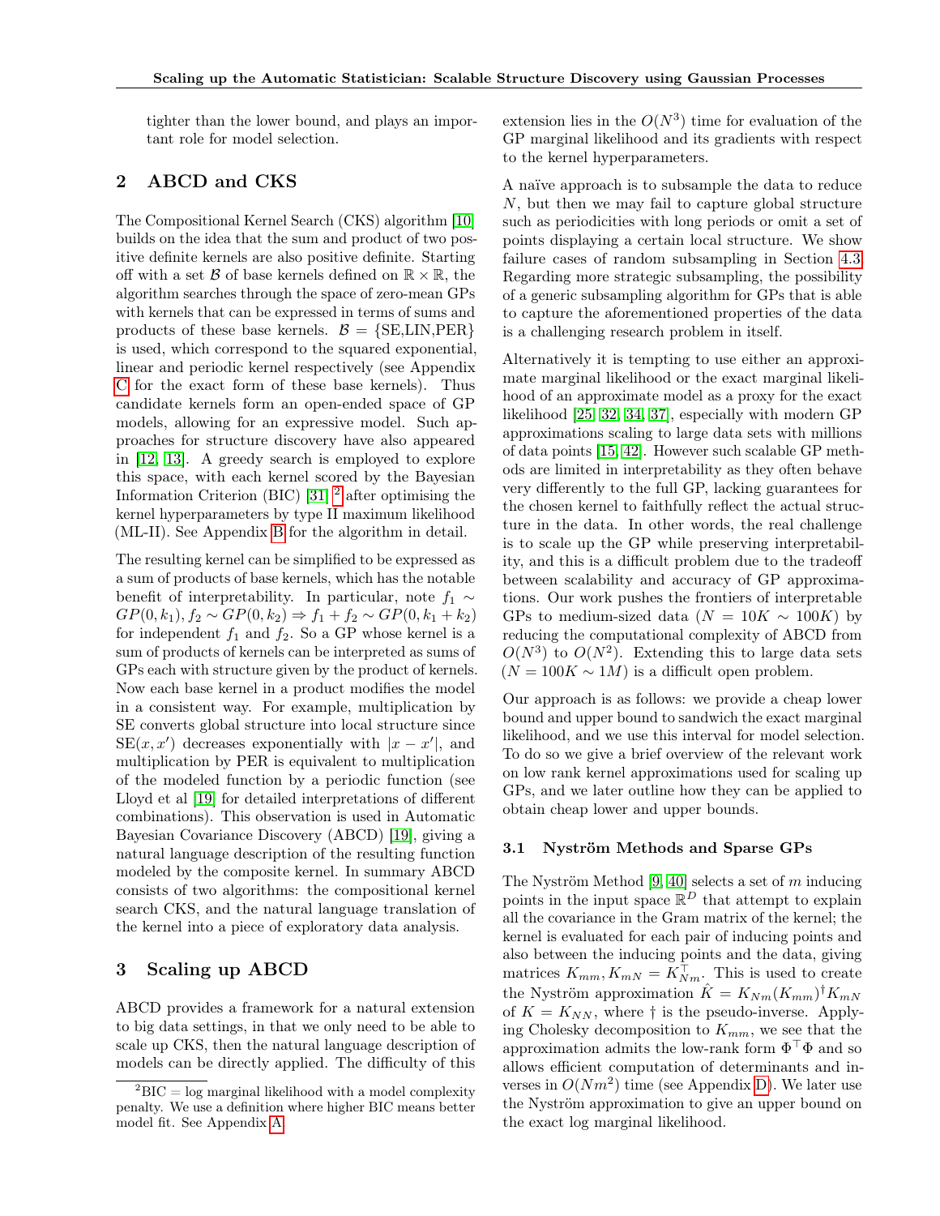tighter than the lower bound, and plays an important role for model selection.

## 2 ABCD and CKS

The Compositional Kernel Search (CKS) algorithm [10] builds on the idea that the sum and product of two positive definite kernels are also positive definite. Starting off with a set $\mathcal{B}$ of base kernels defined on $\mathbb{R} \times \mathbb{R}$, the algorithm searches through the space of zero-mean GPs with kernels that can be expressed in terms of sums and products of these base kernels. $\mathcal{B} = \{\text{SE,LIN,PER}\}$ is used, which correspond to the squared exponential, linear and periodic kernel respectively (see Appendix C for the exact form of these base kernels). Thus candidate kernels form an open-ended space of GP models, allowing for an expressive model. Such approaches for structure discovery have also appeared in [12, 13]. A greedy search is employed to explore this space, with each kernel scored by the Bayesian Information Criterion (BIC) [31] [2] after optimising the kernel hyperparameters by type II maximum likelihood (ML-II). See Appendix B for the algorithm in detail.

The resulting kernel can be simplified to be expressed as a sum of products of base kernels, which has the notable benefit of interpretability. In particular, note $f_1 \sim GP(0, k_1), f_2 \sim GP(0, k_2) \Rightarrow f_1 + f_2 \sim GP(0, k_1 + k_2)$ for independent $f_1$ and $f_2$. So a GP whose kernel is a sum of products of kernels can be interpreted as sums of GPs each with structure given by the product of kernels. Now each base kernel in a product modifies the model in a consistent way. For example, multiplication by SE converts global structure into local structure since $\text{SE}(x, x')$ decreases exponentially with $|x - x'|$, and multiplication by PER is equivalent to multiplication of the modeled function by a periodic function (see Lloyd et al [19] for detailed interpretations of different combinations). This observation is used in Automatic Bayesian Covariance Discovery (ABCD) [19], giving a natural language description of the resulting function modeled by the composite kernel. In summary ABCD consists of two algorithms: the compositional kernel search CKS, and the natural language translation of the kernel into a piece of exploratory data analysis.

## 3 Scaling up ABCD

ABCD provides a framework for a natural extension to big data settings, in that we only need to be able to scale up CKS, then the natural language description of models can be directly applied. The difficulty of this extension lies in the $O(N^3)$ time for evaluation of the GP marginal likelihood and its gradients with respect to the kernel hyperparameters.

A naïve approach is to subsample the data to reduce $N$, but then we may fail to capture global structure such as periodicities with long periods or omit a set of points displaying a certain local structure. We show failure cases of random subsampling in Section 4.3. Regarding more strategic subsampling, the possibility of a generic subsampling algorithm for GPs that is able to capture the aforementioned properties of the data is a challenging research problem in itself.

Alternatively it is tempting to use either an approximate marginal likelihood or the exact marginal likelihood of an approximate model as a proxy for the exact likelihood [25, 32, 34, 37], especially with modern GP approximations scaling to large data sets with millions of data points [15, 42]. However such scalable GP methods are limited in interpretability as they often behave very differently to the full GP, lacking guarantees for the chosen kernel to faithfully reflect the actual structure in the data. In other words, the real challenge is to scale up the GP while preserving interpretability, and this is a difficult problem due to the tradeoff between scalability and accuracy of GP approximations. Our work pushes the frontiers of interpretable GPs to medium-sized data ($N = 10K \sim 100K$) by reducing the computational complexity of ABCD from $O(N^3)$ to $O(N^2)$. Extending this to large data sets ($N = 100K \sim 1M$) is a difficult open problem.

Our approach is as follows: we provide a cheap lower bound and upper bound to sandwich the exact marginal likelihood, and we use this interval for model selection. To do so we give a brief overview of the relevant work on low rank kernel approximations used for scaling up GPs, and we later outline how they can be applied to obtain cheap lower and upper bounds.

### 3.1 Nyström Methods and Sparse GPs

The Nyström Method [9, 40] selects a set of $m$ inducing points in the input space $\mathbb{R}^D$ that attempt to explain all the covariance in the Gram matrix of the kernel; the kernel is evaluated for each pair of inducing points and also between the inducing points and the data, giving matrices $K_{mm}, K_{mN} = K_{Nm}^\top$. This is used to create the Nyström approximation $\hat{K} = K_{Nm}(K_{mm})^\dagger K_{mN}$ of $K = K_{NN}$, where $\dagger$ is the pseudo-inverse. Applying Cholesky decomposition to $K_{mm}$, we see that the approximation admits the low-rank form $\Phi^\top \Phi$ and so allows efficient computation of determinants and inverses in $O(Nm^2)$ time (see Appendix D). We later use the Nyström approximation to give an upper bound on the exact log marginal likelihood.

[2] BIC = log marginal likelihood with a model complexity penalty. We use a definition where higher BIC means better model fit. See Appendix A.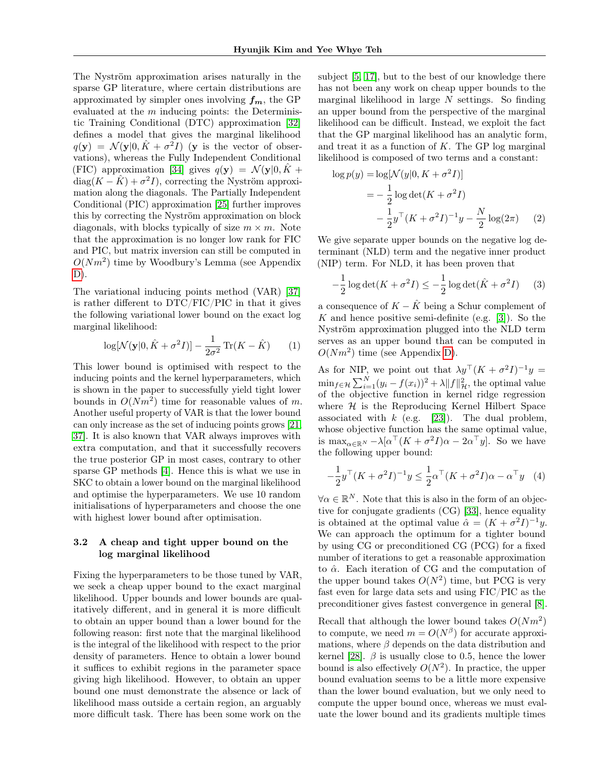The Nyström approximation arises naturally in the sparse GP literature, where certain distributions are approximated by simpler ones involving $\boldsymbol{f_m}$, the GP evaluated at the $m$ inducing points: the Deterministic Training Conditional (DTC) approximation [32] defines a model that gives the marginal likelihood $q(\mathbf{y}) = \mathcal{N}(\mathbf{y}|0, \hat{K} + \sigma^2 I)$ ($\mathbf{y}$ is the vector of observations), whereas the Fully Independent Conditional (FIC) approximation [34] gives $q(\mathbf{y}) = \mathcal{N}(\mathbf{y}|0, \hat{K} + \text{diag}(K - \hat{K}) + \sigma^2 I)$, correcting the Nyström approximation along the diagonals. The Partially Independent Conditional (PIC) approximation [25] further improves this by correcting the Nyström approximation on block diagonals, with blocks typically of size $m \times m$. Note that the approximation is no longer low rank for FIC and PIC, but matrix inversion can still be computed in $O(Nm^2)$ time by Woodbury's Lemma (see Appendix D).

The variational inducing points method (VAR) [37] is rather different to DTC/FIC/PIC in that it gives the following variational lower bound on the exact log marginal likelihood:

$$\log[\mathcal{N}(\mathbf{y}|0, \hat{K} + \sigma^2 I)] - \frac{1}{2\sigma^2} \text{Tr}(K - \hat{K}) \qquad (1)$$

This lower bound is optimised with respect to the inducing points and the kernel hyperparameters, which is shown in the paper to successfully yield tight lower bounds in $O(Nm^2)$ time for reasonable values of $m$. Another useful property of VAR is that the lower bound can only increase as the set of inducing points grows [21, 37]. It is also known that VAR always improves with extra computation, and that it successfully recovers the true posterior GP in most cases, contrary to other sparse GP methods [4]. Hence this is what we use in SKC to obtain a lower bound on the marginal likelihood and optimise the hyperparameters. We use 10 random initialisations of hyperparameters and choose the one with highest lower bound after optimisation.

### 3.2 A cheap and tight upper bound on the log marginal likelihood

Fixing the hyperparameters to be those tuned by VAR, we seek a cheap upper bound to the exact marginal likelihood. Upper bounds and lower bounds are qualitatively different, and in general it is more difficult to obtain an upper bound than a lower bound for the following reason: first note that the marginal likelihood is the integral of the likelihood with respect to the prior density of parameters. Hence to obtain a lower bound it suffices to exhibit regions in the parameter space giving high likelihood. However, to obtain an upper bound one must demonstrate the absence or lack of likelihood mass outside a certain region, an arguably more difficult task. There has been some work on the subject [5, 17], but to the best of our knowledge there has not been any work on cheap upper bounds to the marginal likelihood in large $N$ settings. So finding an upper bound from the perspective of the marginal likelihood can be difficult. Instead, we exploit the fact that the GP marginal likelihood has an analytic form, and treat it as a function of $K$. The GP log marginal likelihood is composed of two terms and a constant:

$$\begin{aligned}\log p(y) =& \log[\mathcal{N}(y|0, K + \sigma^2 I)] \\ =& -\frac{1}{2}\log\det(K + \sigma^2 I) \\ &- \frac{1}{2}y^\top (K + \sigma^2 I)^{-1} y - \frac{N}{2}\log(2\pi) \qquad (2)\end{aligned}$$

We give separate upper bounds on the negative log determinant (NLD) term and the negative inner product (NIP) term. For NLD, it has been proven that

$$-\frac{1}{2}\log\det(K + \sigma^2 I) \leq -\frac{1}{2}\log\det(\hat{K} + \sigma^2 I) \qquad (3)$$

a consequence of $K - \hat{K}$ being a Schur complement of $K$ and hence positive semi-definite (e.g. [3]). So the Nyström approximation plugged into the NLD term serves as an upper bound that can be computed in $O(Nm^2)$ time (see Appendix D).

As for NIP, we point out that $\lambda y^\top (K + \sigma^2 I)^{-1} y = \min_{f \in \mathcal{H}} \sum_{i=1}^N (y_i - f(x_i))^2 + \lambda \|f\|^2_{\mathcal{H}}$, the optimal value of the objective function in kernel ridge regression where $\mathcal{H}$ is the Reproducing Kernel Hilbert Space associated with $k$ (e.g. [23]). The dual problem, whose objective function has the same optimal value, is $\max_{\alpha \in \mathbb{R}^N} -\lambda[\alpha^\top (K + \sigma^2 I)\alpha - 2\alpha^\top y]$. So we have the following upper bound:

$$-\frac{1}{2}y^\top (K + \sigma^2 I)^{-1} y \leq \frac{1}{2}\alpha^\top (K + \sigma^2 I)\alpha - \alpha^\top y \quad (4)$$

$\forall \alpha \in \mathbb{R}^N$. Note that this is also in the form of an objective for conjugate gradients (CG) [33], hence equality is obtained at the optimal value $\hat{\alpha} = (K + \sigma^2 I)^{-1} y$. We can approach the optimum for a tighter bound by using CG or preconditioned CG (PCG) for a fixed number of iterations to get a reasonable approximation to $\hat{\alpha}$. Each iteration of CG and the computation of the upper bound takes $O(N^2)$ time, but PCG is very fast even for large data sets and using FIC/PIC as the preconditioner gives fastest convergence in general [8].

Recall that although the lower bound takes $O(Nm^2)$ to compute, we need $m = O(N^\beta)$ for accurate approximations, where $\beta$ depends on the data distribution and kernel [28]. $\beta$ is usually close to 0.5, hence the lower bound is also effectively $O(N^2)$. In practice, the upper bound evaluation seems to be a little more expensive than the lower bound evaluation, but we only need to compute the upper bound once, whereas we must evaluate the lower bound and its gradients multiple times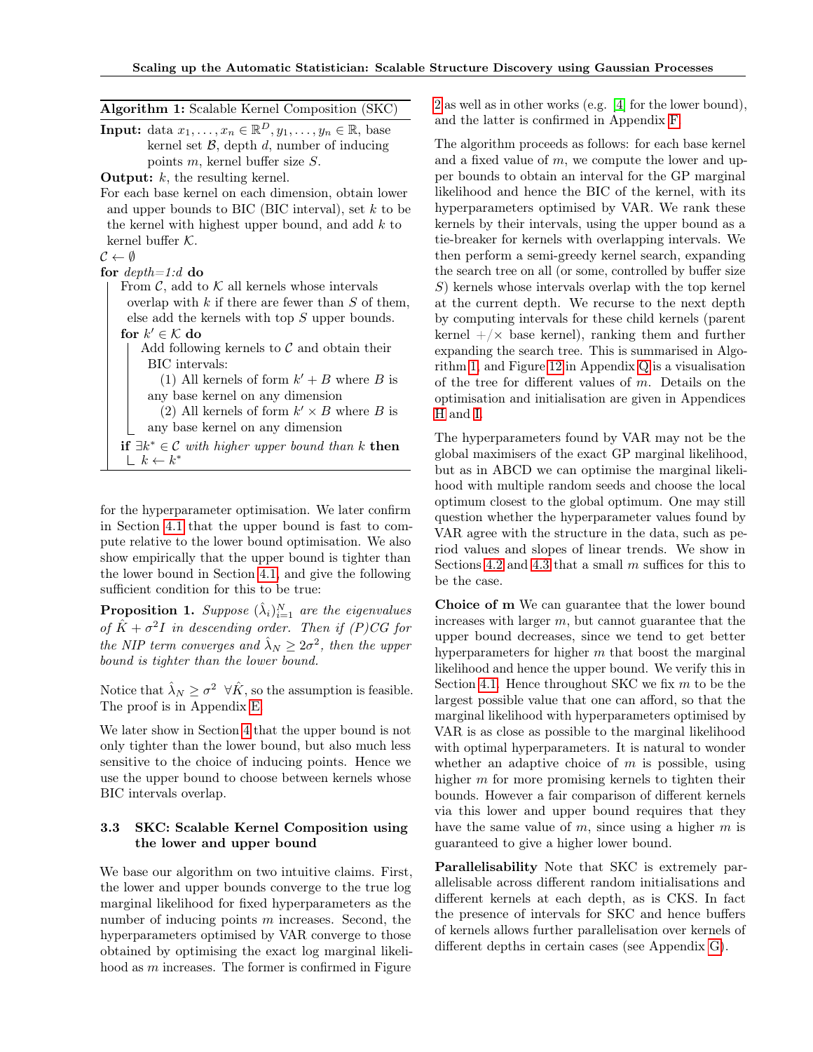**Algorithm 1:** Scalable Kernel Composition (SKC)

**Input:** data $x_1, \ldots, x_n \in \mathbb{R}^D, y_1, \ldots, y_n \in \mathbb{R}$, base kernel set $\mathcal{B}$, depth $d$, number of inducing points $m$, kernel buffer size $S$.

**Output:** $k$, the resulting kernel.

For each base kernel on each dimension, obtain lower and upper bounds to BIC (BIC interval), set $k$ to be the kernel with highest upper bound, and add $k$ to kernel buffer $\mathcal{K}$.

$\mathcal{C} \leftarrow \emptyset$

**for** *depth=1:d* **do**

- From $\mathcal{C}$, add to $\mathcal{K}$ all kernels whose intervals overlap with $k$ if there are fewer than $S$ of them, else add the kernels with top $S$ upper bounds.
- **for** $k' \in \mathcal{K}$ **do**
  - Add following kernels to $\mathcal{C}$ and obtain their BIC intervals:
    - (1) All kernels of form $k' + B$ where $B$ is any base kernel on any dimension
    - (2) All kernels of form $k' \times B$ where $B$ is any base kernel on any dimension
- **if** $\exists k^* \in \mathcal{C}$ *with higher upper bound than* $k$ **then**
  - $k \leftarrow k^*$

for the hyperparameter optimisation. We later confirm in Section 4.1 that the upper bound is fast to compute relative to the lower bound optimisation. We also show empirically that the upper bound is tighter than the lower bound in Section 4.1, and give the following sufficient condition for this to be true:

**Proposition 1.** *Suppose $(\hat{\lambda}_i)_{i=1}^N$ are the eigenvalues of $\hat{K} + \sigma^2 I$ in descending order. Then if (P)CG for the NIP term converges and $\hat{\lambda}_N \geq 2\sigma^2$, then the upper bound is tighter than the lower bound.*

Notice that $\hat{\lambda}_N \geq \sigma^2 \;\; \forall \hat{K}$, so the assumption is feasible. The proof is in Appendix E.

We later show in Section 4 that the upper bound is not only tighter than the lower bound, but also much less sensitive to the choice of inducing points. Hence we use the upper bound to choose between kernels whose BIC intervals overlap.

### 3.3 SKC: Scalable Kernel Composition using the lower and upper bound

We base our algorithm on two intuitive claims. First, the lower and upper bounds converge to the true log marginal likelihood for fixed hyperparameters as the number of inducing points $m$ increases. Second, the hyperparameters optimised by VAR converge to those obtained by optimising the exact log marginal likelihood as $m$ increases. The former is confirmed in Figure 2 as well as in other works (e.g. [4] for the lower bound), and the latter is confirmed in Appendix F.

The algorithm proceeds as follows: for each base kernel and a fixed value of $m$, we compute the lower and upper bounds to obtain an interval for the GP marginal likelihood and hence the BIC of the kernel, with its hyperparameters optimised by VAR. We rank these kernels by their intervals, using the upper bound as a tie-breaker for kernels with overlapping intervals. We then perform a semi-greedy kernel search, expanding the search tree on all (or some, controlled by buffer size $S$) kernels whose intervals overlap with the top kernel at the current depth. We recurse to the next depth by computing intervals for these child kernels (parent kernel $+/\times$ base kernel), ranking them and further expanding the search tree. This is summarised in Algorithm 1, and Figure 12 in Appendix Q is a visualisation of the tree for different values of $m$. Details on the optimisation and initialisation are given in Appendices H and I.

The hyperparameters found by VAR may not be the global maximisers of the exact GP marginal likelihood, but as in ABCD we can optimise the marginal likelihood with multiple random seeds and choose the local optimum closest to the global optimum. One may still question whether the hyperparameter values found by VAR agree with the structure in the data, such as period values and slopes of linear trends. We show in Sections 4.2 and 4.3 that a small $m$ suffices for this to be the case.

**Choice of m** We can guarantee that the lower bound increases with larger $m$, but cannot guarantee that the upper bound decreases, since we tend to get better hyperparameters for higher $m$ that boost the marginal likelihood and hence the upper bound. We verify this in Section 4.1. Hence throughout SKC we fix $m$ to be the largest possible value that one can afford, so that the marginal likelihood with hyperparameters optimised by VAR is as close as possible to the marginal likelihood with optimal hyperparameters. It is natural to wonder whether an adaptive choice of $m$ is possible, using higher $m$ for more promising kernels to tighten their bounds. However a fair comparison of different kernels via this lower and upper bound requires that they have the same value of $m$, since using a higher $m$ is guaranteed to give a higher lower bound.

**Parallelisability** Note that SKC is extremely parallelisable across different random initialisations and different kernels at each depth, as is CKS. In fact the presence of intervals for SKC and hence buffers of kernels allows further parallelisation over kernels of different depths in certain cases (see Appendix G).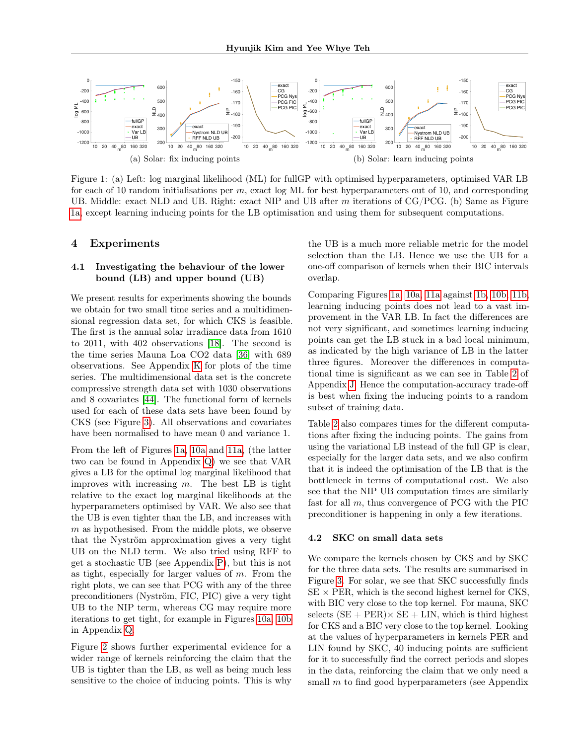(a) Solar: fix inducing points

(b) Solar: learn inducing points

Figure 1: (a) Left: log marginal likelihood (ML) for fullGP with optimised hyperparameters, optimised VAR LB for each of 10 random initialisations per $m$, exact log ML for best hyperparameters out of 10, and corresponding UB. Middle: exact NLD and UB. Right: exact NIP and UB after $m$ iterations of CG/PCG. (b) Same as Figure 1a, except learning inducing points for the LB optimisation and using them for subsequent computations.

## 4 Experiments

### 4.1 Investigating the behaviour of the lower bound (LB) and upper bound (UB)

We present results for experiments showing the bounds we obtain for two small time series and a multidimensional regression data set, for which CKS is feasible. The first is the annual solar irradiance data from 1610 to 2011, with 402 observations [18]. The second is the time series Mauna Loa CO2 data [36] with 689 observations. See Appendix K for plots of the time series. The multidimensional data set is the concrete compressive strength data set with 1030 observations and 8 covariates [44]. The functional form of kernels used for each of these data sets have been found by CKS (see Figure 3). All observations and covariates have been normalised to have mean 0 and variance 1.

From the left of Figures 1a, 10a and 11a, (the latter two can be found in Appendix Q) we see that VAR gives a LB for the optimal log marginal likelihood that improves with increasing $m$. The best LB is tight relative to the exact log marginal likelihoods at the hyperparameters optimised by VAR. We also see that the UB is even tighter than the LB, and increases with $m$ as hypothesised. From the middle plots, we observe that the Nyström approximation gives a very tight UB on the NLD term. We also tried using RFF to get a stochastic UB (see Appendix P), but this is not as tight, especially for larger values of $m$. From the right plots, we can see that PCG with any of the three preconditioners (Nyström, FIC, PIC) give a very tight UB to the NIP term, whereas CG may require more iterations to get tight, for example in Figures 10a, 10b in Appendix Q.

Figure 2 shows further experimental evidence for a wider range of kernels reinforcing the claim that the UB is tighter than the LB, as well as being much less sensitive to the choice of inducing points. This is why the UB is a much more reliable metric for the model selection than the LB. Hence we use the UB for a one-off comparison of kernels when their BIC intervals overlap.

Comparing Figures 1a, 10a, 11a against 1b, 10b, 11b, learning inducing points does not lead to a vast improvement in the VAR LB. In fact the differences are not very significant, and sometimes learning inducing points can get the LB stuck in a bad local minimum, as indicated by the high variance of LB in the latter three figures. Moreover the differences in computational time is significant as we can see in Table 2 of Appendix J. Hence the computation-accuracy trade-off is best when fixing the inducing points to a random subset of training data.

Table 2 also compares times for the different computations after fixing the inducing points. The gains from using the variational LB instead of the full GP is clear, especially for the larger data sets, and we also confirm that it is indeed the optimisation of the LB that is the bottleneck in terms of computational cost. We also see that the NIP UB computation times are similarly fast for all $m$, thus convergence of PCG with the PIC preconditioner is happening in only a few iterations.

### 4.2 SKC on small data sets

We compare the kernels chosen by CKS and by SKC for the three data sets. The results are summarised in Figure 3. For solar, we see that SKC successfully finds SE × PER, which is the second highest kernel for CKS, with BIC very close to the top kernel. For mauna, SKC selects (SE + PER)× SE + LIN, which is third highest for CKS and a BIC very close to the top kernel. Looking at the values of hyperparameters in kernels PER and LIN found by SKC, 40 inducing points are sufficient for it to successfully find the correct periods and slopes in the data, reinforcing the claim that we only need a small $m$ to find good hyperparameters (see Appendix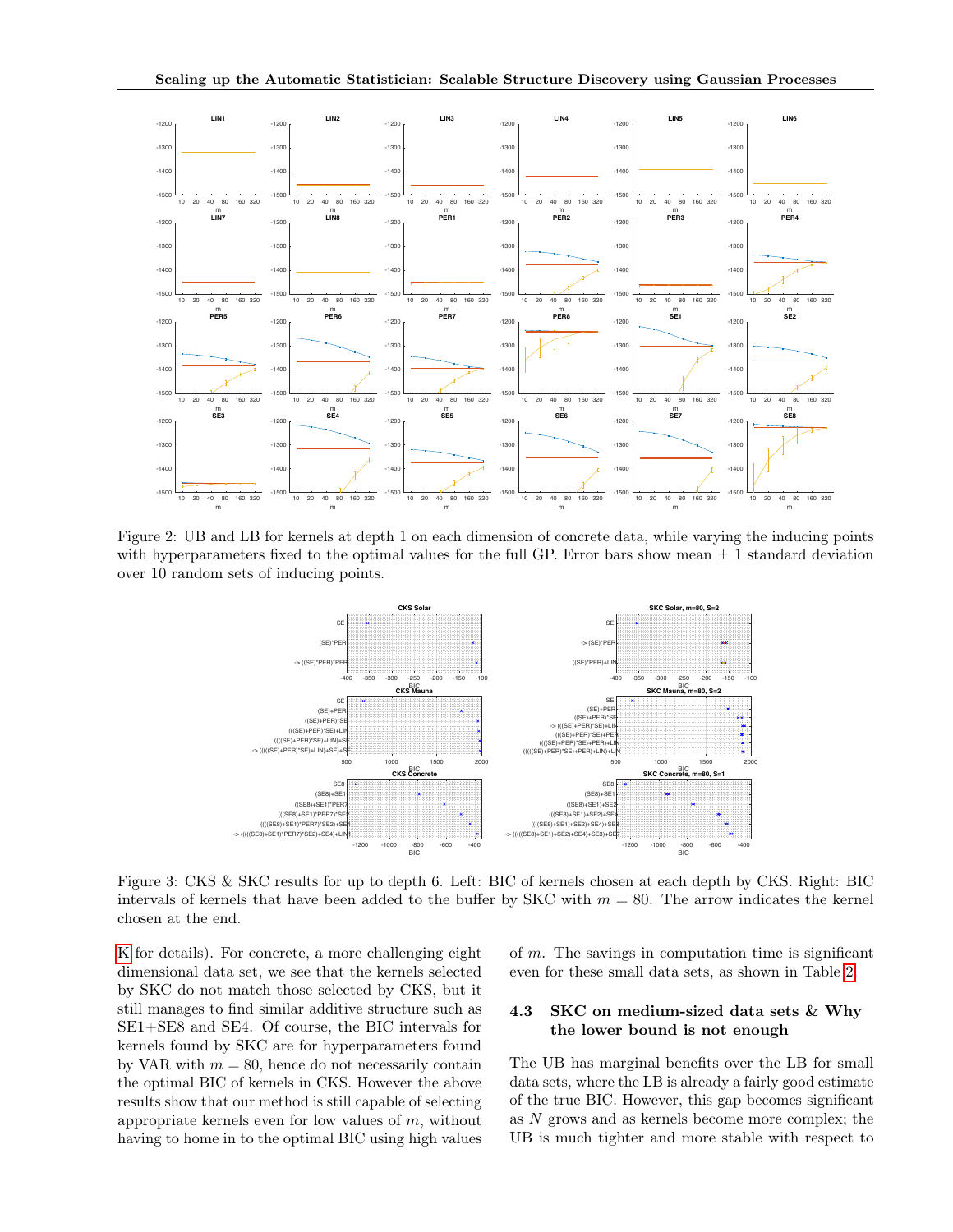Figure 2: UB and LB for kernels at depth 1 on each dimension of concrete data, while varying the inducing points with hyperparameters fixed to the optimal values for the full GP. Error bars show mean ± 1 standard deviation over 10 random sets of inducing points.

Figure 3: CKS & SKC results for up to depth 6. Left: BIC of kernels chosen at each depth by CKS. Right: BIC intervals of kernels that have been added to the buffer by SKC with $m = 80$. The arrow indicates the kernel chosen at the end.

K for details). For concrete, a more challenging eight dimensional data set, we see that the kernels selected by SKC do not match those selected by CKS, but it still manages to find similar additive structure such as SE1+SE8 and SE4. Of course, the BIC intervals for kernels found by SKC are for hyperparameters found by VAR with $m = 80$, hence do not necessarily contain the optimal BIC of kernels in CKS. However the above results show that our method is still capable of selecting appropriate kernels even for low values of $m$, without having to home in to the optimal BIC using high values of $m$. The savings in computation time is significant even for these small data sets, as shown in Table 2.

### 4.3 SKC on medium-sized data sets & Why the lower bound is not enough

The UB has marginal benefits over the LB for small data sets, where the LB is already a fairly good estimate of the true BIC. However, this gap becomes significant as $N$ grows and as kernels become more complex; the UB is much tighter and more stable with respect to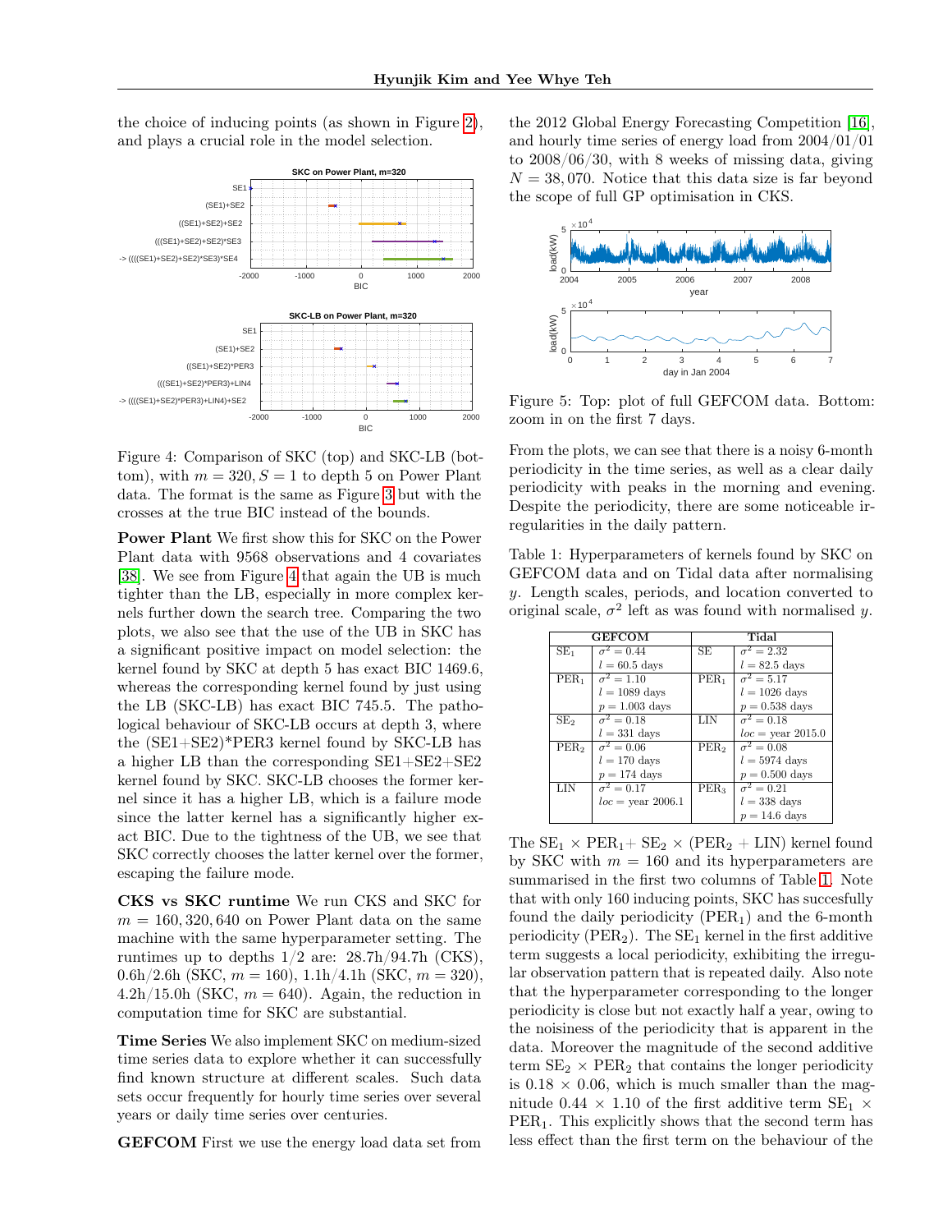the choice of inducing points (as shown in Figure 2), and plays a crucial role in the model selection.

Figure 4: Comparison of SKC (top) and SKC-LB (bottom), with $m = 320$, $S = 1$ to depth 5 on Power Plant data. The format is the same as Figure 3 but with the crosses at the true BIC instead of the bounds.

**Power Plant** We first show this for SKC on the Power Plant data with 9568 observations and 4 covariates [38]. We see from Figure 4 that again the UB is much tighter than the LB, especially in more complex kernels further down the search tree. Comparing the two plots, we also see that the use of the UB in SKC has a significant positive impact on model selection: the kernel found by SKC at depth 5 has exact BIC 1469.6, whereas the corresponding kernel found by just using the LB (SKC-LB) has exact BIC 745.5. The pathological behaviour of SKC-LB occurs at depth 3, where the (SE1+SE2)*PER3 kernel found by SKC-LB has a higher LB than the corresponding SE1+SE2+SE2 kernel found by SKC. SKC-LB chooses the former kernel since it has a higher LB, which is a failure mode since the latter kernel has a significantly higher exact BIC. Due to the tightness of the UB, we see that SKC correctly chooses the latter kernel over the former, escaping the failure mode.

**CKS vs SKC runtime** We run CKS and SKC for $m = 160, 320, 640$ on Power Plant data on the same machine with the same hyperparameter setting. The runtimes up to depths 1/2 are: 28.7h/94.7h (CKS), 0.6h/2.6h (SKC, $m = 160$), 1.1h/4.1h (SKC, $m = 320$), 4.2h/15.0h (SKC, $m = 640$). Again, the reduction in computation time for SKC are substantial.

**Time Series** We also implement SKC on medium-sized time series data to explore whether it can successfully find known structure at different scales. Such data sets occur frequently for hourly time series over several years or daily time series over centuries.

**GEFCOM** First we use the energy load data set from the 2012 Global Energy Forecasting Competition [16], and hourly time series of energy load from 2004/01/01 to 2008/06/30, with 8 weeks of missing data, giving $N = 38,070$. Notice that this data size is far beyond the scope of full GP optimisation in CKS.

Figure 5: Top: plot of full GEFCOM data. Bottom: zoom in on the first 7 days.

From the plots, we can see that there is a noisy 6-month periodicity in the time series, as well as a clear daily periodicity with peaks in the morning and evening. Despite the periodicity, there are some noticeable irregularities in the daily pattern.

Table 1: Hyperparameters of kernels found by SKC on GEFCOM data and on Tidal data after normalising $y$. Length scales, periods, and location converted to original scale, $\sigma^2$ left as was found with normalised $y$.

| GEFCOM | | Tidal | |
|---|---|---|---|
| $SE_1$ | $\sigma^2 = 0.44$<br>$l = 60.5$ days | SE | $\sigma^2 = 2.32$<br>$l = 82.5$ days |
| $PER_1$ | $\sigma^2 = 1.10$<br>$l = 1089$ days<br>$p = 1.003$ days | $PER_1$ | $\sigma^2 = 5.17$<br>$l = 1026$ days<br>$p = 0.538$ days |
| $SE_2$ | $\sigma^2 = 0.18$<br>$l = 331$ days | LIN | $\sigma^2 = 0.18$<br>$loc =$ year 2015.0 |
| $PER_2$ | $\sigma^2 = 0.06$<br>$l = 170$ days<br>$p = 174$ days | $PER_2$ | $\sigma^2 = 0.08$<br>$l = 5974$ days<br>$p = 0.500$ days |
| LIN | $\sigma^2 = 0.17$<br>$loc =$ year 2006.1 | $PER_3$ | $\sigma^2 = 0.21$<br>$l = 338$ days<br>$p = 14.6$ days |

The $SE_1 \times PER_1 + SE_2 \times (PER_2 + LIN)$ kernel found by SKC with $m = 160$ and its hyperparameters are summarised in the first two columns of Table 1. Note that with only 160 inducing points, SKC has succesfully found the daily periodicity ($PER_1$) and the 6-month periodicity ($PER_2$). The $SE_1$ kernel in the first additive term suggests a local periodicity, exhibiting the irregular observation pattern that is repeated daily. Also note that the hyperparameter corresponding to the longer periodicity is close but not exactly half a year, owing to the noisiness of the periodicity that is apparent in the data. Moreover the magnitude of the second additive term $SE_2 \times PER_2$ that contains the longer periodicity is $0.18 \times 0.06$, which is much smaller than the magnitude $0.44 \times 1.10$ of the first additive term $SE_1 \times PER_1$. This explicitly shows that the second term has less effect than the first term on the behaviour of the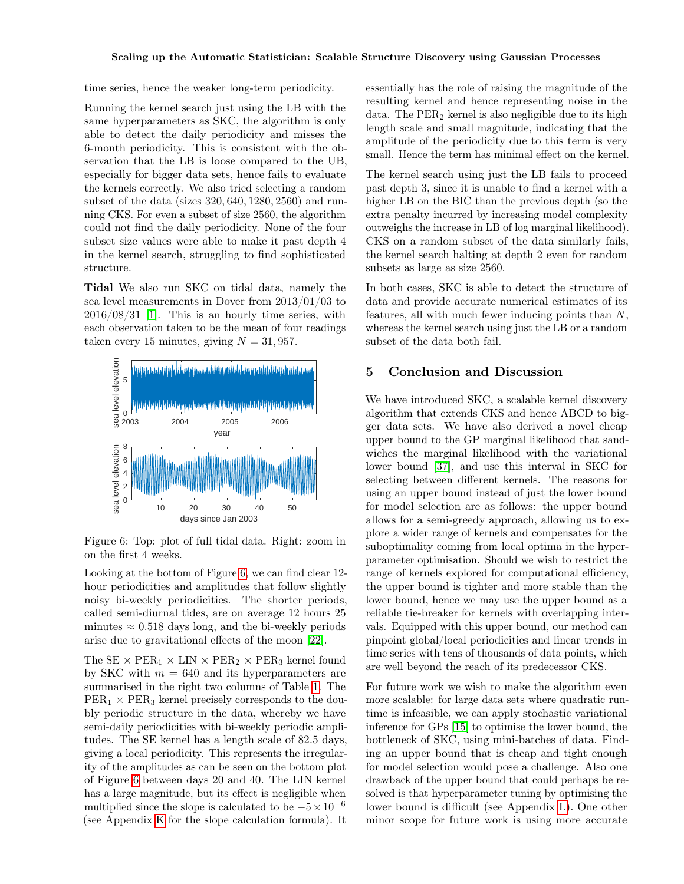time series, hence the weaker long-term periodicity.

Running the kernel search just using the LB with the same hyperparameters as SKC, the algorithm is only able to detect the daily periodicity and misses the 6-month periodicity. This is consistent with the observation that the LB is loose compared to the UB, especially for bigger data sets, hence fails to evaluate the kernels correctly. We also tried selecting a random subset of the data (sizes $320, 640, 1280, 2560$) and running CKS. For even a subset of size 2560, the algorithm could not find the daily periodicity. None of the four subset size values were able to make it past depth 4 in the kernel search, struggling to find sophisticated structure.

**Tidal** We also run SKC on tidal data, namely the sea level measurements in Dover from 2013/01/03 to 2016/08/31 [1]. This is an hourly time series, with each observation taken to be the mean of four readings taken every 15 minutes, giving $N = 31,957$.

Figure 6: Top: plot of full tidal data. Right: zoom in on the first 4 weeks.

Looking at the bottom of Figure 6, we can find clear 12-hour periodicities and amplitudes that follow slightly noisy bi-weekly periodicities. The shorter periods, called semi-diurnal tides, are on average 12 hours 25 minutes $\approx 0.518$ days long, and the bi-weekly periods arise due to gravitational effects of the moon [22].

The SE $\times$ PER$_1$ $\times$ LIN $\times$ PER$_2$ $\times$ PER$_3$ kernel found by SKC with $m = 640$ and its hyperparameters are summarised in the right two columns of Table 1. The PER$_1$ $\times$ PER$_3$ kernel precisely corresponds to the doubly periodic structure in the data, whereby we have semi-daily periodicities with bi-weekly periodic amplitudes. The SE kernel has a length scale of 82.5 days, giving a local periodicity. This represents the irregularity of the amplitudes as can be seen on the bottom plot of Figure 6 between days 20 and 40. The LIN kernel has a large magnitude, but its effect is negligible when multiplied since the slope is calculated to be $-5 \times 10^{-6}$ (see Appendix K for the slope calculation formula). It essentially has the role of raising the magnitude of the resulting kernel and hence representing noise in the data. The PER$_2$ kernel is also negligible due to its high length scale and small magnitude, indicating that the amplitude of the periodicity due to this term is very small. Hence the term has minimal effect on the kernel.

The kernel search using just the LB fails to proceed past depth 3, since it is unable to find a kernel with a higher LB on the BIC than the previous depth (so the extra penalty incurred by increasing model complexity outweighs the increase in LB of log marginal likelihood). CKS on a random subset of the data similarly fails, the kernel search halting at depth 2 even for random subsets as large as size 2560.

In both cases, SKC is able to detect the structure of data and provide accurate numerical estimates of its features, all with much fewer inducing points than $N$, whereas the kernel search using just the LB or a random subset of the data both fail.

## 5 Conclusion and Discussion

We have introduced SKC, a scalable kernel discovery algorithm that extends CKS and hence ABCD to bigger data sets. We have also derived a novel cheap upper bound to the GP marginal likelihood that sandwiches the marginal likelihood with the variational lower bound [37], and use this interval in SKC for selecting between different kernels. The reasons for using an upper bound instead of just the lower bound for model selection are as follows: the upper bound allows for a semi-greedy approach, allowing us to explore a wider range of kernels and compensates for the suboptimality coming from local optima in the hyperparameter optimisation. Should we wish to restrict the range of kernels explored for computational efficiency, the upper bound is tighter and more stable than the lower bound, hence we may use the upper bound as a reliable tie-breaker for kernels with overlapping intervals. Equipped with this upper bound, our method can pinpoint global/local periodicities and linear trends in time series with tens of thousands of data points, which are well beyond the reach of its predecessor CKS.

For future work we wish to make the algorithm even more scalable: for large data sets where quadratic runtime is infeasible, we can apply stochastic variational inference for GPs [15] to optimise the lower bound, the bottleneck of SKC, using mini-batches of data. Finding an upper bound that is cheap and tight enough for model selection would pose a challenge. Also one drawback of the upper bound that could perhaps be resolved is that hyperparameter tuning by optimising the lower bound is difficult (see Appendix L). One other minor scope for future work is using more accurate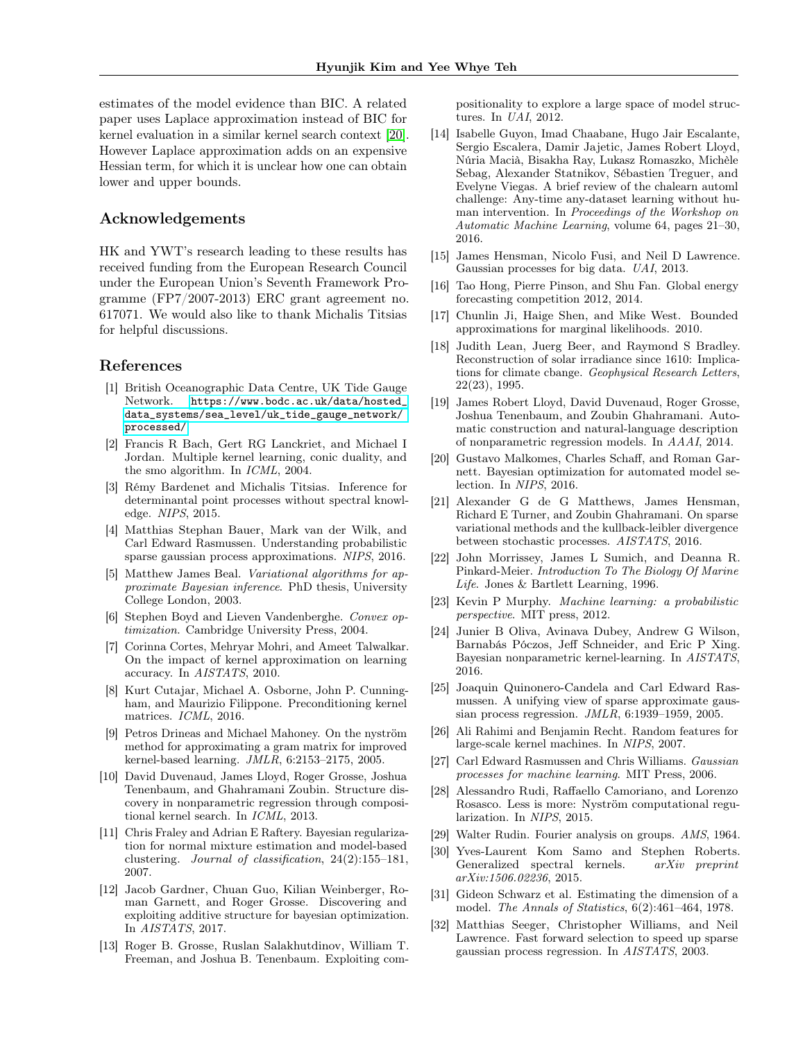estimates of the model evidence than BIC. A related paper uses Laplace approximation instead of BIC for kernel evaluation in a similar kernel search context [20]. However Laplace approximation adds on an expensive Hessian term, for which it is unclear how one can obtain lower and upper bounds.

## Acknowledgements

HK and YWT's research leading to these results has received funding from the European Research Council under the European Union's Seventh Framework Programme (FP7/2007-2013) ERC grant agreement no. 617071. We would also like to thank Michalis Titsias for helpful discussions.

## References

[1] British Oceanographic Data Centre, UK Tide Gauge Network. https://www.bodc.ac.uk/data/hosted_data_systems/sea_level/uk_tide_gauge_network/processed/

[2] Francis R Bach, Gert RG Lanckriet, and Michael I Jordan. Multiple kernel learning, conic duality, and the smo algorithm. In *ICML*, 2004.

[3] Rémy Bardenet and Michalis Titsias. Inference for determinantal point processes without spectral knowledge. *NIPS*, 2015.

[4] Matthias Stephan Bauer, Mark van der Wilk, and Carl Edward Rasmussen. Understanding probabilistic sparse gaussian process approximations. *NIPS*, 2016.

[5] Matthew James Beal. *Variational algorithms for approximate Bayesian inference*. PhD thesis, University College London, 2003.

[6] Stephen Boyd and Lieven Vandenberghe. *Convex optimization*. Cambridge University Press, 2004.

[7] Corinna Cortes, Mehryar Mohri, and Ameet Talwalkar. On the impact of kernel approximation on learning accuracy. In *AISTATS*, 2010.

[8] Kurt Cutajar, Michael A. Osborne, John P. Cunningham, and Maurizio Filippone. Preconditioning kernel matrices. *ICML*, 2016.

[9] Petros Drineas and Michael Mahoney. On the nyström method for approximating a gram matrix for improved kernel-based learning. *JMLR*, 6:2153–2175, 2005.

[10] David Duvenaud, James Lloyd, Roger Grosse, Joshua Tenenbaum, and Ghahramani Zoubin. Structure discovery in nonparametric regression through compositional kernel search. In *ICML*, 2013.

[11] Chris Fraley and Adrian E Raftery. Bayesian regularization for normal mixture estimation and model-based clustering. *Journal of classification*, 24(2):155–181, 2007.

[12] Jacob Gardner, Chuan Guo, Kilian Weinberger, Roman Garnett, and Roger Grosse. Discovering and exploiting additive structure for bayesian optimization. In *AISTATS*, 2017.

[13] Roger B. Grosse, Ruslan Salakhutdinov, William T. Freeman, and Joshua B. Tenenbaum. Exploiting compositionality to explore a large space of model structures. In *UAI*, 2012.

[14] Isabelle Guyon, Imad Chaabane, Hugo Jair Escalante, Sergio Escalera, Damir Jajetic, James Robert Lloyd, Núria Macià, Bisakha Ray, Lukasz Romaszko, Michèle Sebag, Alexander Statnikov, Sébastien Treguer, and Evelyne Viegas. A brief review of the chalearn automl challenge: Any-time any-dataset learning without human intervention. In *Proceedings of the Workshop on Automatic Machine Learning*, volume 64, pages 21–30, 2016.

[15] James Hensman, Nicolo Fusi, and Neil D Lawrence. Gaussian processes for big data. *UAI*, 2013.

[16] Tao Hong, Pierre Pinson, and Shu Fan. Global energy forecasting competition 2012, 2014.

[17] Chunlin Ji, Haige Shen, and Mike West. Bounded approximations for marginal likelihoods. 2010.

[18] Judith Lean, Juerg Beer, and Raymond S Bradley. Reconstruction of solar irradiance since 1610: Implications for climate cbange. *Geophysical Research Letters*, 22(23), 1995.

[19] James Robert Lloyd, David Duvenaud, Roger Grosse, Joshua Tenenbaum, and Zoubin Ghahramani. Automatic construction and natural-language description of nonparametric regression models. In *AAAI*, 2014.

[20] Gustavo Malkomes, Charles Schaff, and Roman Garnett. Bayesian optimization for automated model selection. In *NIPS*, 2016.

[21] Alexander G de G Matthews, James Hensman, Richard E Turner, and Zoubin Ghahramani. On sparse variational methods and the kullback-leibler divergence between stochastic processes. *AISTATS*, 2016.

[22] John Morrissey, James L Sumich, and Deanna R. Pinkard-Meier. *Introduction To The Biology Of Marine Life*. Jones & Bartlett Learning, 1996.

[23] Kevin P Murphy. *Machine learning: a probabilistic perspective*. MIT press, 2012.

[24] Junier B Oliva, Avinava Dubey, Andrew G Wilson, Barnabás Póczos, Jeff Schneider, and Eric P Xing. Bayesian nonparametric kernel-learning. In *AISTATS*, 2016.

[25] Joaquin Quinonero-Candela and Carl Edward Rasmussen. A unifying view of sparse approximate gaussian process regression. *JMLR*, 6:1939–1959, 2005.

[26] Ali Rahimi and Benjamin Recht. Random features for large-scale kernel machines. In *NIPS*, 2007.

[27] Carl Edward Rasmussen and Chris Williams. *Gaussian processes for machine learning*. MIT Press, 2006.

[28] Alessandro Rudi, Raffaello Camoriano, and Lorenzo Rosasco. Less is more: Nyström computational regularization. In *NIPS*, 2015.

[29] Walter Rudin. Fourier analysis on groups. *AMS*, 1964.

[30] Yves-Laurent Kom Samo and Stephen Roberts. Generalized spectral kernels. *arXiv preprint arXiv:1506.02236*, 2015.

[31] Gideon Schwarz et al. Estimating the dimension of a model. *The Annals of Statistics*, 6(2):461–464, 1978.

[32] Matthias Seeger, Christopher Williams, and Neil Lawrence. Fast forward selection to speed up sparse gaussian process regression. In *AISTATS*, 2003.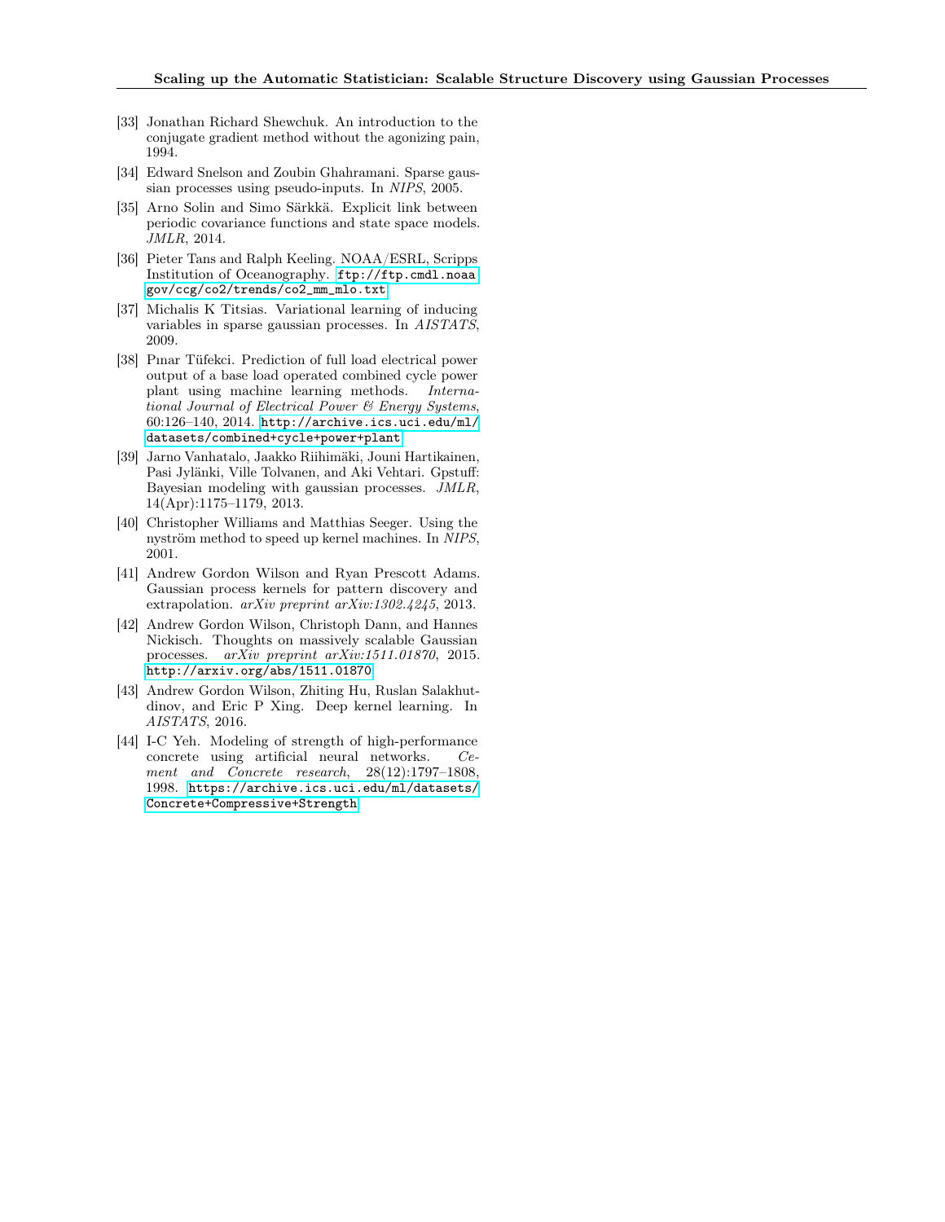[33] Jonathan Richard Shewchuk. An introduction to the conjugate gradient method without the agonizing pain, 1994.

[34] Edward Snelson and Zoubin Ghahramani. Sparse gaussian processes using pseudo-inputs. In *NIPS*, 2005.

[35] Arno Solin and Simo Särkkä. Explicit link between periodic covariance functions and state space models. *JMLR*, 2014.

[36] Pieter Tans and Ralph Keeling. NOAA/ESRL, Scripps Institution of Oceanography. ftp://ftp.cmdl.noaa.gov/ccg/co2/trends/co2_mm_mlo.txt

[37] Michalis K Titsias. Variational learning of inducing variables in sparse gaussian processes. In *AISTATS*, 2009.

[38] Pınar Tüfekci. Prediction of full load electrical power output of a base load operated combined cycle power plant using machine learning methods. *International Journal of Electrical Power & Energy Systems*, 60:126–140, 2014. http://archive.ics.uci.edu/ml/datasets/combined+cycle+power+plant

[39] Jarno Vanhatalo, Jaakko Riihimäki, Jouni Hartikainen, Pasi Jylänki, Ville Tolvanen, and Aki Vehtari. Gpstuff: Bayesian modeling with gaussian processes. *JMLR*, 14(Apr):1175–1179, 2013.

[40] Christopher Williams and Matthias Seeger. Using the nyström method to speed up kernel machines. In *NIPS*, 2001.

[41] Andrew Gordon Wilson and Ryan Prescott Adams. Gaussian process kernels for pattern discovery and extrapolation. *arXiv preprint arXiv:1302.4245*, 2013.

[42] Andrew Gordon Wilson, Christoph Dann, and Hannes Nickisch. Thoughts on massively scalable Gaussian processes. *arXiv preprint arXiv:1511.01870*, 2015. http://arxiv.org/abs/1511.01870

[43] Andrew Gordon Wilson, Zhiting Hu, Ruslan Salakhutdinov, and Eric P Xing. Deep kernel learning. In *AISTATS*, 2016.

[44] I-C Yeh. Modeling of strength of high-performance concrete using artificial neural networks. *Cement and Concrete research*, 28(12):1797–1808, 1998. https://archive.ics.uci.edu/ml/datasets/Concrete+Compressive+Strength